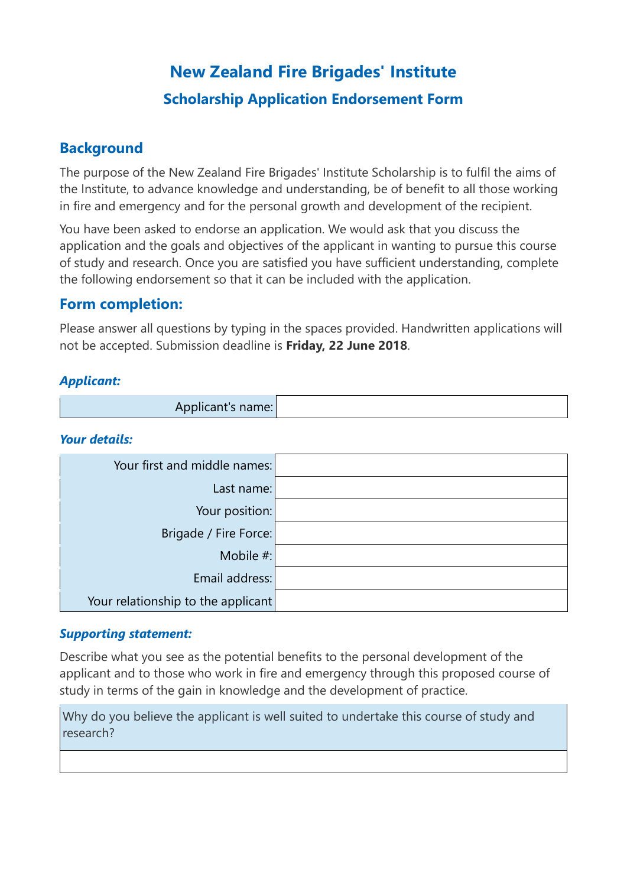# New Zealand Fire Brigades' Institute

## Scholarship Application Endorsement Form

## Background

The purpose of the New Zealand Fire Brigades' Institute Scholarship is to fulfil the aims of the Institute, to advance knowledge and understanding, be of benefit to all those working in fire and emergency and for the personal growth and development of the recipient.

You have been asked to endorse an application. We would ask that you discuss the application and the goals and objectives of the applicant in wanting to pursue this course of study and research. Once you are satisfied you have sufficient understanding, complete the following endorsement so that it can be included with the application.

## Form completion:

Please answer all questions by typing in the spaces provided. Handwritten applications will not be accepted. Submission deadline is **Friday, 22 June 2018**.

### *Applicant:*

| | |
|---|---|
| Applicant's name: | |

### *Your details:*

| | |
|---|---|
| Your first and middle names: | |
| Last name: | |
| Your position: | |
| Brigade / Fire Force: | |
| Mobile #: | |
| Email address: | |
| Your relationship to the applicant | |

### *Supporting statement:*

Describe what you see as the potential benefits to the personal development of the applicant and to those who work in fire and emergency through this proposed course of study in terms of the gain in knowledge and the development of practice.

| Why do you believe the applicant is well suited to undertake this course of study and research? |
|---|
| |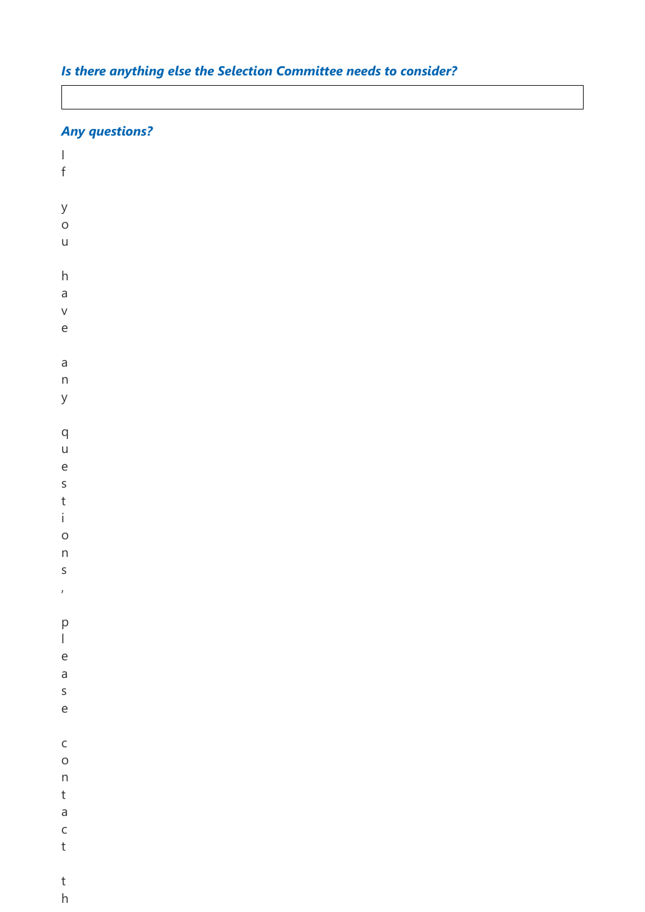*Is there anything else the Selection Committee needs to consider?*

| |
|---|
| |

*Any questions?*

If you have any questions, please contact th